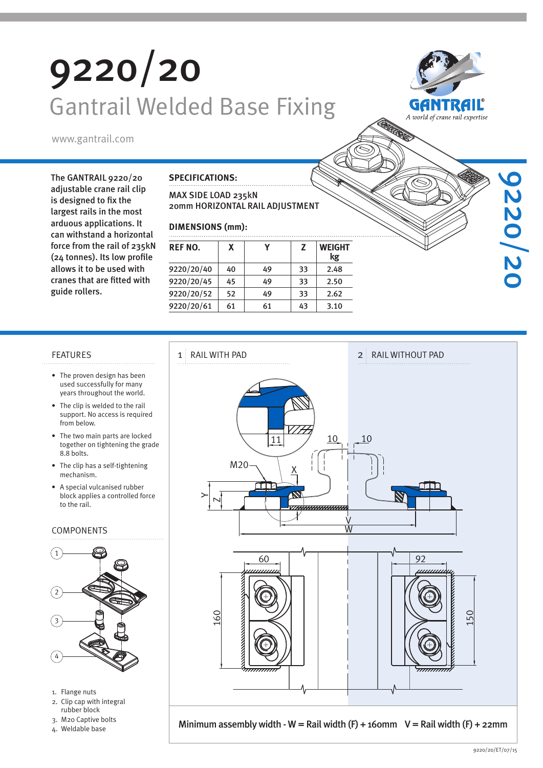# 9220/20

## Gantrail Welded Base Fixing

www.gantrail.com

The GANTRAIL 9220/20 adjustable crane rail clip is designed to fix the largest rails in the most arduous applications. It can withstand a horizontal force from the rail of 235kN (24 tonnes). Its low profile allows it to be used with cranes that are fitted with guide rollers.

### SPECIFICATIONS:

MAX SIDE LOAD 235kN
20mm HORIZONTAL RAIL ADJUSTMENT

### DIMENSIONS (mm):

| REF NO. | X | Y | Z | WEIGHT kg |
|---|---|---|---|---|
| 9220/20/40 | 40 | 49 | 33 | 2.48 |
| 9220/20/45 | 45 | 49 | 33 | 2.50 |
| 9220/20/52 | 52 | 49 | 33 | 2.62 |
| 9220/20/61 | 61 | 61 | 43 | 3.10 |

### FEATURES

- The proven design has been used successfully for many years throughout the world.
- The clip is welded to the rail support. No access is required from below.
- The two main parts are locked together on tightening the grade 8.8 bolts.
- The clip has a self-tightening mechanism.
- A special vulcanised rubber block applies a controlled force to the rail.

### COMPONENTS

1. Flange nuts
2. Clip cap with integral rubber block
3. M20 Captive bolts
4. Weldable base

1 RAIL WITH PAD

2 RAIL WITHOUT PAD

Minimum assembly width - W = Rail width (F) + 160mm V = Rail width (F) + 22mm

9220/20/ET/07/15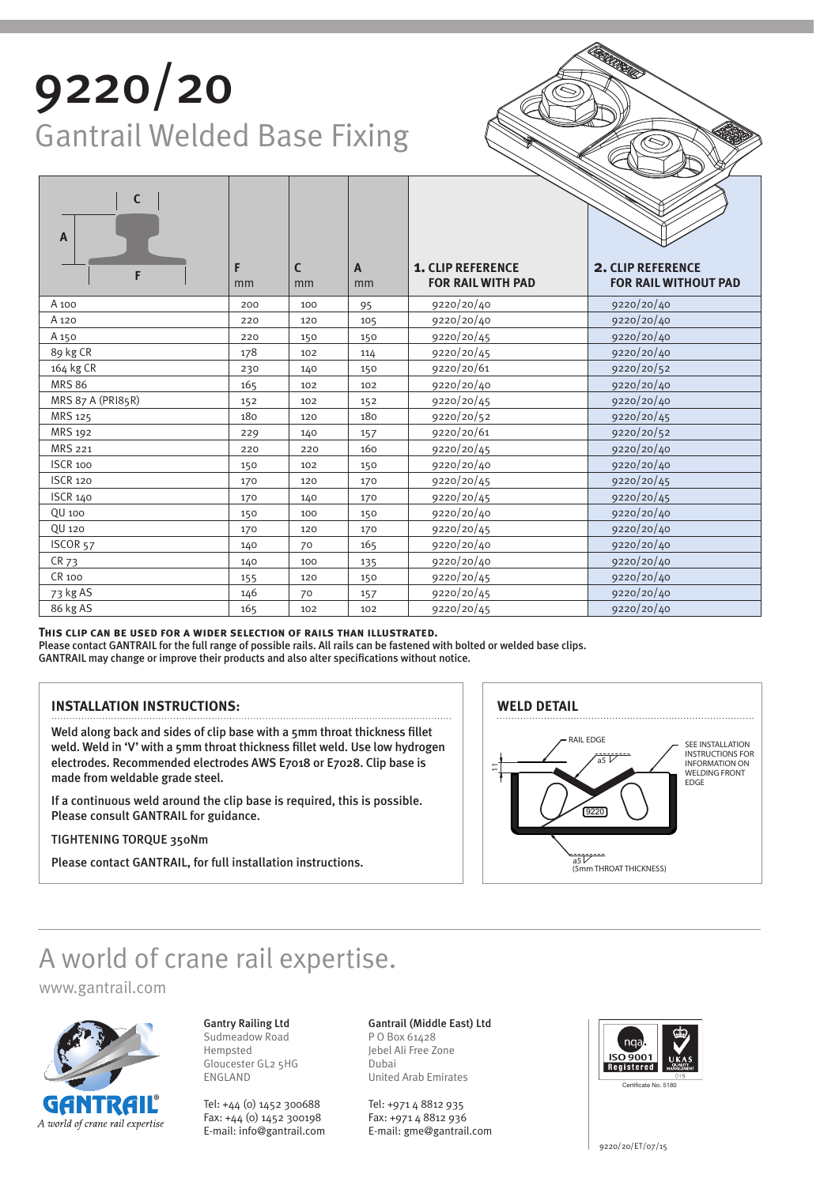# 9220/20

## Gantrail Welded Base Fixing

| C / A / F | F mm | C mm | A mm | 1. CLIP REFERENCE FOR RAIL WITH PAD | 2. CLIP REFERENCE FOR RAIL WITHOUT PAD |
|---|---|---|---|---|---|
| A 100 | 200 | 100 | 95 | 9220/20/40 | 9220/20/40 |
| A 120 | 220 | 120 | 105 | 9220/20/40 | 9220/20/40 |
| A 150 | 220 | 150 | 150 | 9220/20/45 | 9220/20/40 |
| 89 kg CR | 178 | 102 | 114 | 9220/20/45 | 9220/20/40 |
| 164 kg CR | 230 | 140 | 150 | 9220/20/61 | 9220/20/52 |
| MRS 86 | 165 | 102 | 102 | 9220/20/40 | 9220/20/40 |
| MRS 87 A (PRI85R) | 152 | 102 | 152 | 9220/20/45 | 9220/20/40 |
| MRS 125 | 180 | 120 | 180 | 9220/20/52 | 9220/20/45 |
| MRS 192 | 229 | 140 | 157 | 9220/20/61 | 9220/20/52 |
| MRS 221 | 220 | 220 | 160 | 9220/20/45 | 9220/20/40 |
| ISCR 100 | 150 | 102 | 150 | 9220/20/40 | 9220/20/40 |
| ISCR 120 | 170 | 120 | 170 | 9220/20/45 | 9220/20/45 |
| ISCR 140 | 170 | 140 | 170 | 9220/20/45 | 9220/20/45 |
| QU 100 | 150 | 100 | 150 | 9220/20/40 | 9220/20/40 |
| QU 120 | 170 | 120 | 170 | 9220/20/45 | 9220/20/40 |
| ISCOR 57 | 140 | 70 | 165 | 9220/20/40 | 9220/20/40 |
| CR 73 | 140 | 100 | 135 | 9220/20/40 | 9220/20/40 |
| CR 100 | 155 | 120 | 150 | 9220/20/45 | 9220/20/40 |
| 73 kg AS | 146 | 70 | 157 | 9220/20/45 | 9220/20/40 |
| 86 kg AS | 165 | 102 | 102 | 9220/20/45 | 9220/20/40 |

**This clip can be used for a wider selection of rails than illustrated.**
Please contact GANTRAIL for the full range of possible rails. All rails can be fastened with bolted or welded base clips.
GANTRAIL may change or improve their products and also alter specifications without notice.

### INSTALLATION INSTRUCTIONS:

Weld along back and sides of clip base with a 5mm throat thickness fillet weld. Weld in 'V' with a 5mm throat thickness fillet weld. Use low hydrogen electrodes. Recommended electrodes AWS E7018 or E7028. Clip base is made from weldable grade steel.

If a continuous weld around the clip base is required, this is possible. Please consult GANTRAIL for guidance.

TIGHTENING TORQUE 350Nm

Please contact GANTRAIL, for full installation instructions.

### WELD DETAIL

RAIL EDGE

11

a5

9220

SEE INSTALLATION INSTRUCTIONS FOR INFORMATION ON WELDING FRONT EDGE

a5
(5mm THROAT THICKNESS)

## A world of crane rail expertise.

www.gantrail.com

GANTRAIL®
*A world of crane rail expertise*

**Gantry Railing Ltd**
Sudmeadow Road
Hempsted
Gloucester GL2 5HG
ENGLAND

Tel: +44 (0) 1452 300688
Fax: +44 (0) 1452 300198
E-mail: info@gantrail.com

**Gantrail (Middle East) Ltd**
P O Box 61428
Jebel Ali Free Zone
Dubai
United Arab Emirates

Tel: +971 4 8812 935
Fax: +971 4 8812 936
E-mail: gme@gantrail.com

nqa. ISO 9001 Registered
UKAS Quality Management 015
Certificate No. 5180

9220/20/ET/07/15